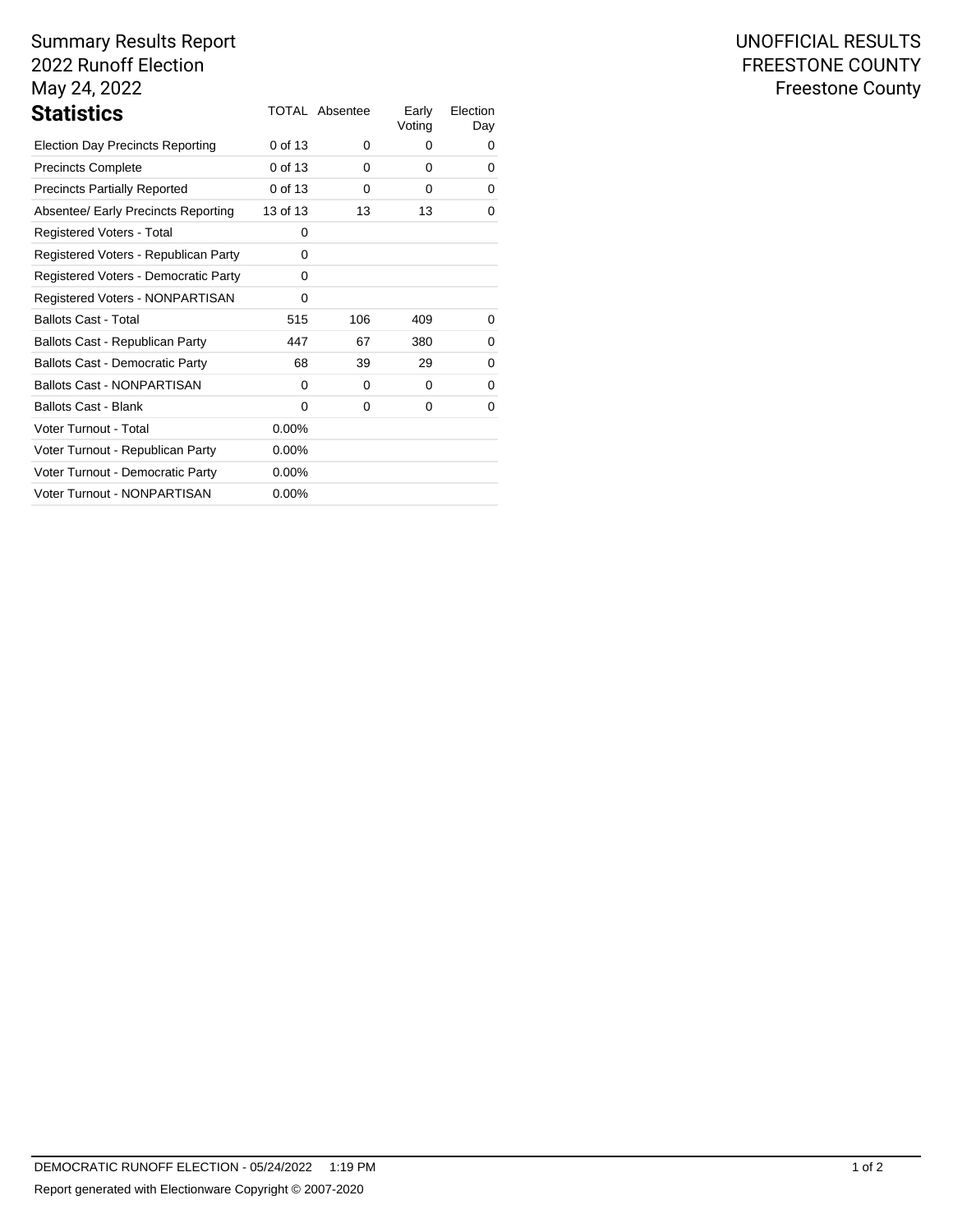# Summary Results Report
# 2022 Runoff Election
# May 24, 2022

UNOFFICIAL RESULTS
FREESTONE COUNTY
Freestone County

## Statistics

| Statistics | TOTAL | Absentee | Early Voting | Election Day |
|---|---|---|---|---|
| Election Day Precincts Reporting | 0 of 13 | 0 | 0 | 0 |
| Precincts Complete | 0 of 13 | 0 | 0 | 0 |
| Precincts Partially Reported | 0 of 13 | 0 | 0 | 0 |
| Absentee/ Early Precincts Reporting | 13 of 13 | 13 | 13 | 0 |
| Registered Voters - Total | 0 | | | |
| Registered Voters - Republican Party | 0 | | | |
| Registered Voters - Democratic Party | 0 | | | |
| Registered Voters - NONPARTISAN | 0 | | | |
| Ballots Cast - Total | 515 | 106 | 409 | 0 |
| Ballots Cast - Republican Party | 447 | 67 | 380 | 0 |
| Ballots Cast - Democratic Party | 68 | 39 | 29 | 0 |
| Ballots Cast - NONPARTISAN | 0 | 0 | 0 | 0 |
| Ballots Cast - Blank | 0 | 0 | 0 | 0 |
| Voter Turnout - Total | 0.00% | | | |
| Voter Turnout - Republican Party | 0.00% | | | |
| Voter Turnout - Democratic Party | 0.00% | | | |
| Voter Turnout - NONPARTISAN | 0.00% | | | |

DEMOCRATIC RUNOFF ELECTION - 05/24/2022 1:19 PM

Report generated with Electionware Copyright © 2007-2020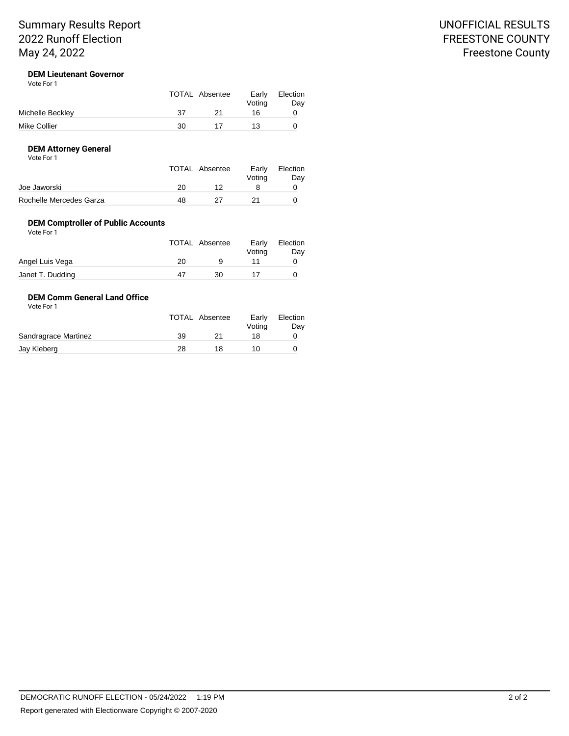Summary Results Report
2022 Runoff Election
May 24, 2022

UNOFFICIAL RESULTS
FREESTONE COUNTY
Freestone County

### DEM Lieutenant Governor

Vote For 1

| | TOTAL | Absentee | Early Voting | Election Day |
|---|---|---|---|---|
| Michelle Beckley | 37 | 21 | 16 | 0 |
| Mike Collier | 30 | 17 | 13 | 0 |

### DEM Attorney General

Vote For 1

| | TOTAL | Absentee | Early Voting | Election Day |
|---|---|---|---|---|
| Joe Jaworski | 20 | 12 | 8 | 0 |
| Rochelle Mercedes Garza | 48 | 27 | 21 | 0 |

### DEM Comptroller of Public Accounts

Vote For 1

| | TOTAL | Absentee | Early Voting | Election Day |
|---|---|---|---|---|
| Angel Luis Vega | 20 | 9 | 11 | 0 |
| Janet T. Dudding | 47 | 30 | 17 | 0 |

### DEM Comm General Land Office

Vote For 1

| | TOTAL | Absentee | Early Voting | Election Day |
|---|---|---|---|---|
| Sandragrace Martinez | 39 | 21 | 18 | 0 |
| Jay Kleberg | 28 | 18 | 10 | 0 |

DEMOCRATIC RUNOFF ELECTION - 05/24/2022 1:19 PM

Report generated with Electionware Copyright © 2007-2020